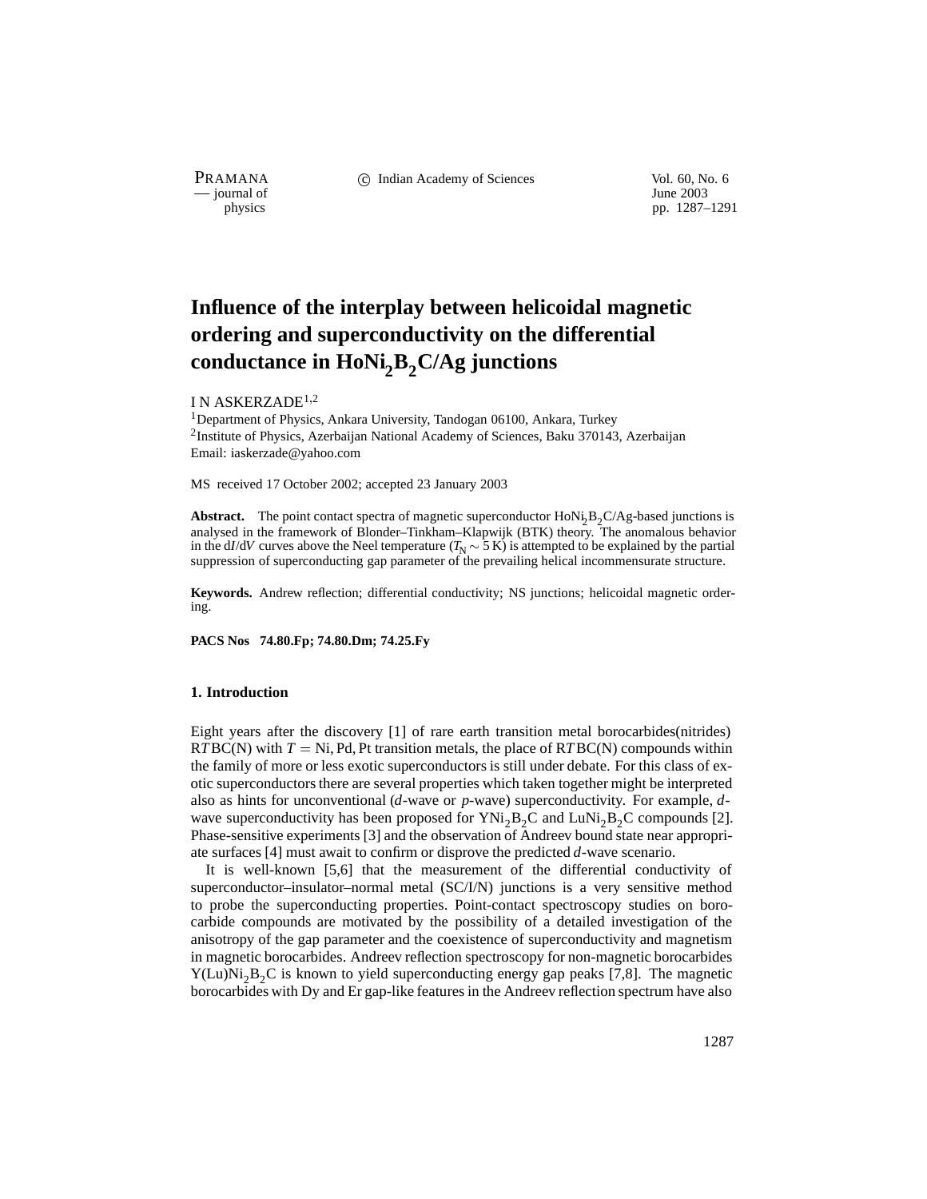# Influence of the interplay between helicoidal magnetic ordering and superconductivity on the differential conductance in $HoNi_2B_2C$/Ag junctions

I N ASKERZADE[1,2]

[1]Department of Physics, Ankara University, Tandogan 06100, Ankara, Turkey
[2]Institute of Physics, Azerbaijan National Academy of Sciences, Baku 370143, Azerbaijan
Email: iaskerzade@yahoo.com

MS received 17 October 2002; accepted 23 January 2003

**Abstract.** The point contact spectra of magnetic superconductor $HoNi_2B_2C$/Ag-based junctions is analysed in the framework of Blonder–Tinkham–Klapwijk (BTK) theory. The anomalous behavior in the d$I$/d$V$ curves above the Neel temperature ($T_N \sim 5$ K) is attempted to be explained by the partial suppression of superconducting gap parameter of the prevailing helical incommensurate structure.

**Keywords.** Andrew reflection; differential conductivity; NS junctions; helicoidal magnetic ordering.

**PACS Nos 74.80.Fp; 74.80.Dm; 74.25.Fy**

## 1. Introduction

Eight years after the discovery [1] of rare earth transition metal borocarbides(nitrides) R$T$BC(N) with $T =$ Ni, Pd, Pt transition metals, the place of R$T$BC(N) compounds within the family of more or less exotic superconductors is still under debate. For this class of exotic superconductors there are several properties which taken together might be interpreted also as hints for unconventional (*d*-wave or *p*-wave) superconductivity. For example, *d*-wave superconductivity has been proposed for $YNi_2B_2C$ and $LuNi_2B_2C$ compounds [2]. Phase-sensitive experiments [3] and the observation of Andreev bound state near appropriate surfaces [4] must await to confirm or disprove the predicted *d*-wave scenario.

It is well-known [5,6] that the measurement of the differential conductivity of superconductor–insulator–normal metal (SC/I/N) junctions is a very sensitive method to probe the superconducting properties. Point-contact spectroscopy studies on borocarbide compounds are motivated by the possibility of a detailed investigation of the anisotropy of the gap parameter and the coexistence of superconductivity and magnetism in magnetic borocarbides. Andreev reflection spectroscopy for non-magnetic borocarbides Y(Lu)$Ni_2B_2C$ is known to yield superconducting energy gap peaks [7,8]. The magnetic borocarbides with Dy and Er gap-like features in the Andreev reflection spectrum have also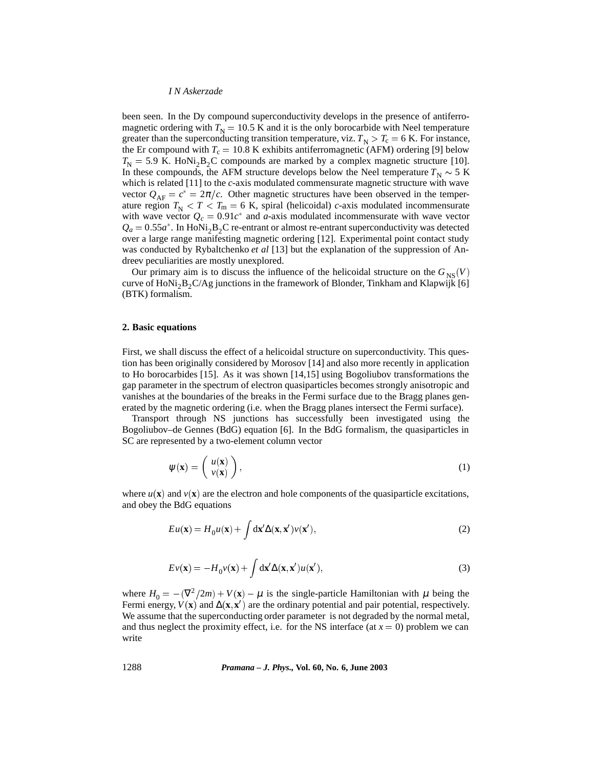been seen. In the Dy compound superconductivity develops in the presence of antiferromagnetic ordering with $T_N = 10.5$ K and it is the only borocarbide with Neel temperature greater than the superconducting transition temperature, viz. $T_N > T_c = 6$ K. For instance, the Er compound with $T_c = 10.8$ K exhibits antiferromagnetic (AFM) ordering [9] below $T_N = 5.9$ K. $HoNi_2B_2C$ compounds are marked by a complex magnetic structure [10]. In these compounds, the AFM structure develops below the Neel temperature $T_N \sim 5$ K which is related [11] to the *c*-axis modulated commensurate magnetic structure with wave vector $Q_{AF} = c^* = 2\pi/c$. Other magnetic structures have been observed in the temperature region $T_N < T < T_m = 6$ K, spiral (helicoidal) *c*-axis modulated incommensurate with wave vector $Q_c = 0.91c^*$ and *a*-axis modulated incommensurate with wave vector $Q_a = 0.55a^*$. In $HoNi_2B_2C$ re-entrant or almost re-entrant superconductivity was detected over a large range manifesting magnetic ordering [12]. Experimental point contact study was conducted by Rybaltchenko *et al* [13] but the explanation of the suppression of Andreev peculiarities are mostly unexplored.

Our primary aim is to discuss the influence of the helicoidal structure on the $G_{NS}(V)$ curve of $HoNi_2B_2C$/Ag junctions in the framework of Blonder, Tinkham and Klapwijk [6] (BTK) formalism.

## 2. Basic equations

First, we shall discuss the effect of a helicoidal structure on superconductivity. This question has been originally considered by Morosov [14] and also more recently in application to Ho borocarbides [15]. As it was shown [14,15] using Bogoliubov transformations the gap parameter in the spectrum of electron quasiparticles becomes strongly anisotropic and vanishes at the boundaries of the breaks in the Fermi surface due to the Bragg planes generated by the magnetic ordering (i.e. when the Bragg planes intersect the Fermi surface).

Transport through NS junctions has successfully been investigated using the Bogoliubov–de Gennes (BdG) equation [6]. In the BdG formalism, the quasiparticles in SC are represented by a two-element column vector

$$\psi(\mathbf{x}) = \begin{pmatrix} u(\mathbf{x}) \\ v(\mathbf{x}) \end{pmatrix}, \tag{1}$$

where $u(\mathbf{x})$ and $v(\mathbf{x})$ are the electron and hole components of the quasiparticle excitations, and obey the BdG equations

$$Eu(\mathbf{x}) = H_0 u(\mathbf{x}) + \int \mathrm{d}\mathbf{x}' \Delta(\mathbf{x}, \mathbf{x}') v(\mathbf{x}'), \tag{2}$$

$$Ev(\mathbf{x}) = -H_0 v(\mathbf{x}) + \int \mathrm{d}\mathbf{x}' \Delta(\mathbf{x}, \mathbf{x}') u(\mathbf{x}'), \tag{3}$$

where $H_0 = -(\nabla^2/2m) + V(\mathbf{x}) - \mu$ is the single-particle Hamiltonian with $\mu$ being the Fermi energy, $V(\mathbf{x})$ and $\Delta(\mathbf{x}, \mathbf{x}')$ are the ordinary potential and pair potential, respectively. We assume that the superconducting order parameter is not degraded by the normal metal, and thus neglect the proximity effect, i.e. for the NS interface (at $x = 0$) problem we can write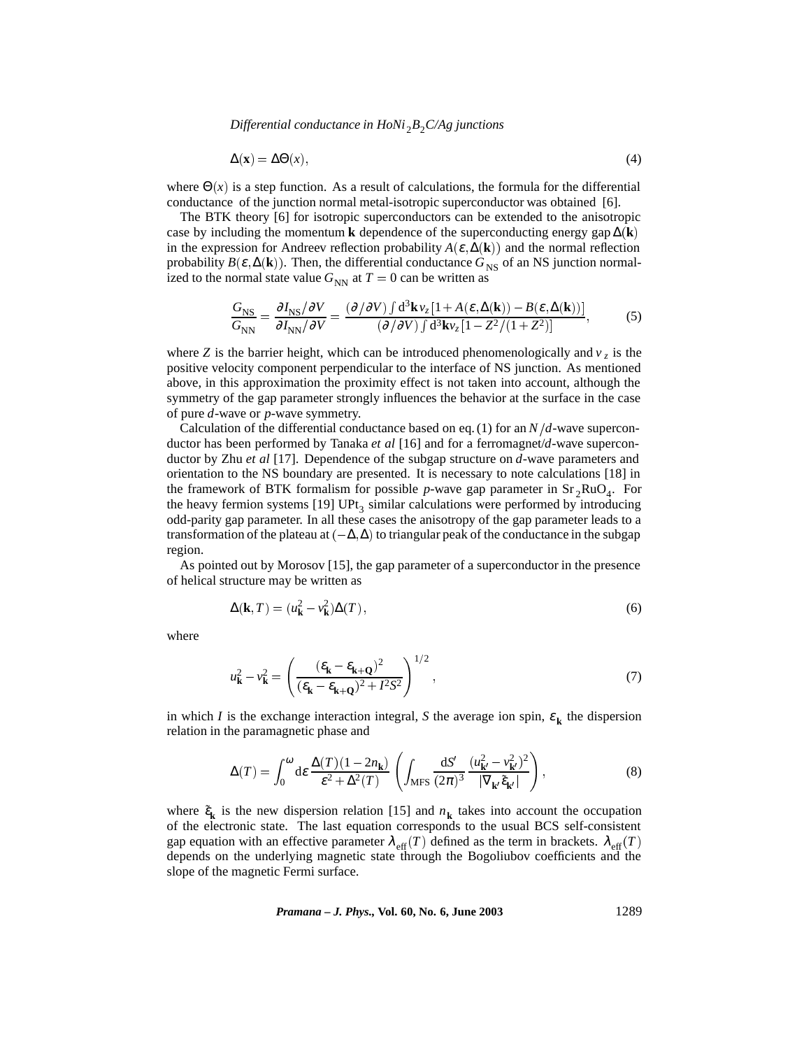$$\Delta(\mathbf{x}) = \Delta\Theta(x), \tag{4}$$

where $\Theta(x)$ is a step function. As a result of calculations, the formula for the differential conductance of the junction normal metal-isotropic superconductor was obtained [6].

The BTK theory [6] for isotropic superconductors can be extended to the anisotropic case by including the momentum $\mathbf{k}$ dependence of the superconducting energy gap $\Delta(\mathbf{k})$ in the expression for Andreev reflection probability $A(\varepsilon, \Delta(\mathbf{k}))$ and the normal reflection probability $B(\varepsilon, \Delta(\mathbf{k}))$. Then, the differential conductance $G_{\mathrm{NS}}$ of an NS junction normalized to the normal state value $G_{\mathrm{NN}}$ at $T = 0$ can be written as

$$\frac{G_{\mathrm{NS}}}{G_{\mathrm{NN}}} = \frac{\partial I_{\mathrm{NS}}/\partial V}{\partial I_{\mathrm{NN}}/\partial V} = \frac{(\partial/\partial V)\int \mathrm{d}^3\mathbf{k} v_z [1 + A(\varepsilon, \Delta(\mathbf{k})) - B(\varepsilon, \Delta(\mathbf{k}))]}{(\partial/\partial V)\int \mathrm{d}^3\mathbf{k} v_z [1 - Z^2/(1+Z^2)]}, \tag{5}$$

where $Z$ is the barrier height, which can be introduced phenomenologically and $v_z$ is the positive velocity component perpendicular to the interface of NS junction. As mentioned above, in this approximation the proximity effect is not taken into account, although the symmetry of the gap parameter strongly influences the behavior at the surface in the case of pure *d*-wave or *p*-wave symmetry.

Calculation of the differential conductance based on eq. (1) for an $N/d$-wave superconductor has been performed by Tanaka *et al* [16] and for a ferromagnet/*d*-wave superconductor by Zhu *et al* [17]. Dependence of the subgap structure on *d*-wave parameters and orientation to the NS boundary are presented. It is necessary to note calculations [18] in the framework of BTK formalism for possible *p*-wave gap parameter in $Sr_2RuO_4$. For the heavy fermion systems [19] $UPt_3$ similar calculations were performed by introducing odd-parity gap parameter. In all these cases the anisotropy of the gap parameter leads to a transformation of the plateau at $(-\Delta, \Delta)$ to triangular peak of the conductance in the subgap region.

As pointed out by Morosov [15], the gap parameter of a superconductor in the presence of helical structure may be written as

$$\Delta(\mathbf{k}, T) = (u_{\mathbf{k}}^2 - v_{\mathbf{k}}^2)\Delta(T), \tag{6}$$

where

$$u_{\mathbf{k}}^2 - v_{\mathbf{k}}^2 = \left(\frac{(\varepsilon_{\mathbf{k}} - \varepsilon_{\mathbf{k}+\mathbf{Q}})^2}{(\varepsilon_{\mathbf{k}} - \varepsilon_{\mathbf{k}+\mathbf{Q}})^2 + I^2 S^2}\right)^{1/2}, \tag{7}$$

in which $I$ is the exchange interaction integral, $S$ the average ion spin, $\varepsilon_{\mathbf{k}}$ the dispersion relation in the paramagnetic phase and

$$\Delta(T) = \int_0^{\omega} \mathrm{d}\varepsilon \frac{\Delta(T)(1 - 2n_{\mathbf{k}})}{\varepsilon^2 + \Delta^2(T)} \left(\int_{\mathrm{MFS}} \frac{\mathrm{d}S'}{(2\pi)^3} \frac{(u_{\mathbf{k}'}^2 - v_{\mathbf{k}'}^2)^2}{|\nabla_{\mathbf{k}'}\xi_{\mathbf{k}'}|}\right), \tag{8}$$

where $\xi_{\mathbf{k}}$ is the new dispersion relation [15] and $n_{\mathbf{k}}$ takes into account the occupation of the electronic state. The last equation corresponds to the usual BCS self-consistent gap equation with an effective parameter $\lambda_{\mathrm{eff}}(T)$ defined as the term in brackets. $\lambda_{\mathrm{eff}}(T)$ depends on the underlying magnetic state through the Bogoliubov coefficients and the slope of the magnetic Fermi surface.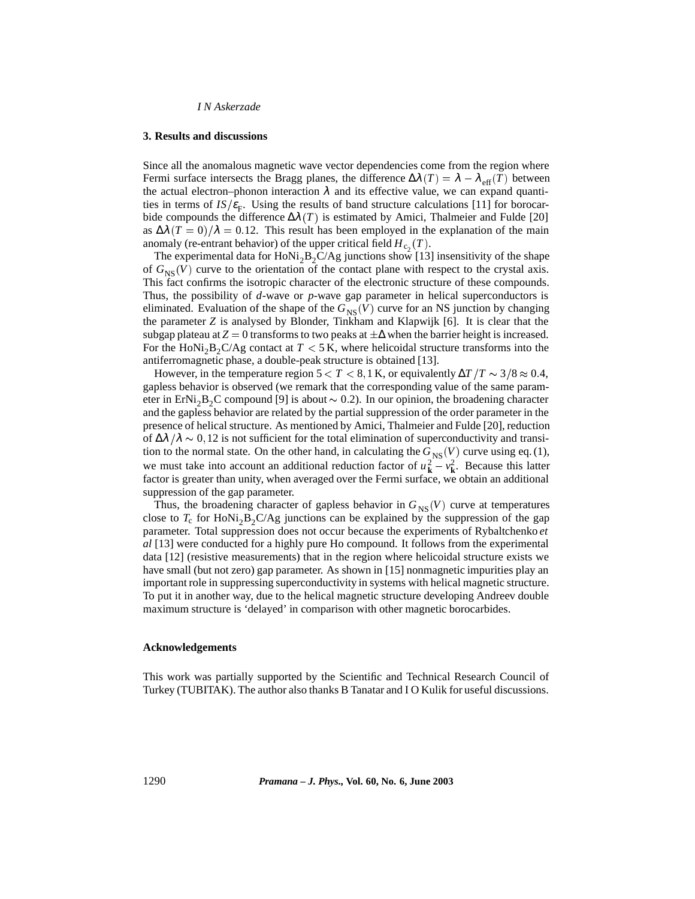## 3. Results and discussions

Since all the anomalous magnetic wave vector dependencies come from the region where Fermi surface intersects the Bragg planes, the difference $\Delta\lambda(T) = \lambda - \lambda_{\text{eff}}(T)$ between the actual electron–phonon interaction $\lambda$ and its effective value, we can expand quantities in terms of $IS/\varepsilon_{\text{F}}$. Using the results of band structure calculations [11] for borocarbide compounds the difference $\Delta\lambda(T)$ is estimated by Amici, Thalmeier and Fulde [20] as $\Delta\lambda(T=0)/\lambda = 0.12$. This result has been employed in the explanation of the main anomaly (re-entrant behavior) of the upper critical field $H_{c_2}(T)$.

The experimental data for $HoNi_2B_2C$/Ag junctions show [13] insensitivity of the shape of $G_{\text{NS}}(V)$ curve to the orientation of the contact plane with respect to the crystal axis. This fact confirms the isotropic character of the electronic structure of these compounds. Thus, the possibility of *d*-wave or *p*-wave gap parameter in helical superconductors is eliminated. Evaluation of the shape of the $G_{\text{NS}}(V)$ curve for an NS junction by changing the parameter $Z$ is analysed by Blonder, Tinkham and Klapwijk [6]. It is clear that the subgap plateau at $Z = 0$ transforms to two peaks at $\pm\Delta$ when the barrier height is increased. For the $HoNi_2B_2C$/Ag contact at $T < 5$ K, where helicoidal structure transforms into the antiferromagnetic phase, a double-peak structure is obtained [13].

However, in the temperature region $5 < T < 8,1$ K, or equivalently $\Delta T/T \sim 3/8 \approx 0.4$, gapless behavior is observed (we remark that the corresponding value of the same parameter in $ErNi_2B_2C$ compound [9] is about $\sim 0.2$). In our opinion, the broadening character and the gapless behavior are related by the partial suppression of the order parameter in the presence of helical structure. As mentioned by Amici, Thalmeier and Fulde [20], reduction of $\Delta\lambda/\lambda \sim 0,12$ is not sufficient for the total elimination of superconductivity and transition to the normal state. On the other hand, in calculating the $G_{\text{NS}}(V)$ curve using eq. (1), we must take into account an additional reduction factor of $u_{\mathbf{k}}^2 - v_{\mathbf{k}}^2$. Because this latter factor is greater than unity, when averaged over the Fermi surface, we obtain an additional suppression of the gap parameter.

Thus, the broadening character of gapless behavior in $G_{\text{NS}}(V)$ curve at temperatures close to $T_{\text{c}}$ for $HoNi_2B_2C$/Ag junctions can be explained by the suppression of the gap parameter. Total suppression does not occur because the experiments of Rybaltchenko *et al* [13] were conducted for a highly pure Ho compound. It follows from the experimental data [12] (resistive measurements) that in the region where helicoidal structure exists we have small (but not zero) gap parameter. As shown in [15] nonmagnetic impurities play an important role in suppressing superconductivity in systems with helical magnetic structure. To put it in another way, due to the helical magnetic structure developing Andreev double maximum structure is 'delayed' in comparison with other magnetic borocarbides.

## Acknowledgements

This work was partially supported by the Scientific and Technical Research Council of Turkey (TUBITAK). The author also thanks B Tanatar and I O Kulik for useful discussions.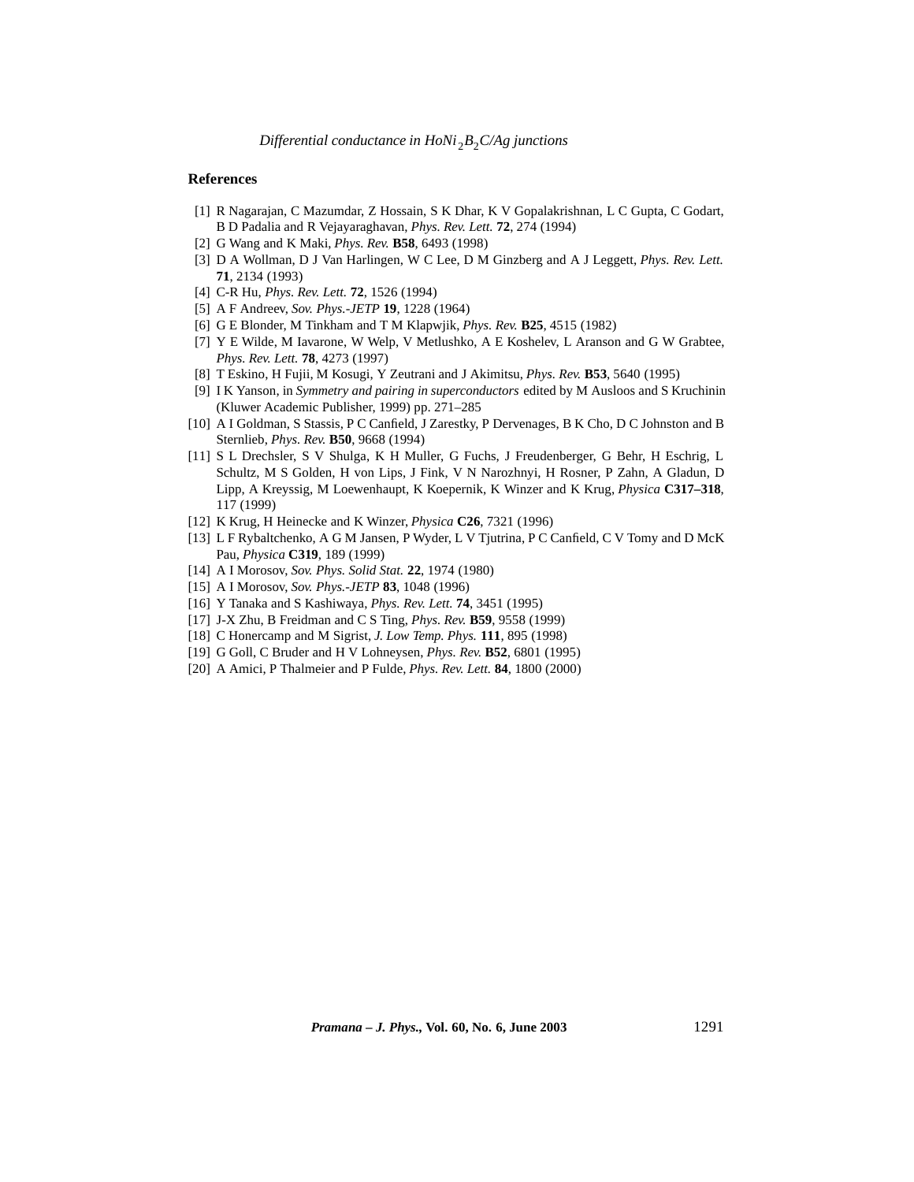## References

[1] R Nagarajan, C Mazumdar, Z Hossain, S K Dhar, K V Gopalakrishnan, L C Gupta, C Godart, B D Padalia and R Vejayaraghavan, *Phys. Rev. Lett.* **72**, 274 (1994)

[2] G Wang and K Maki, *Phys. Rev.* **B58**, 6493 (1998)

[3] D A Wollman, D J Van Harlingen, W C Lee, D M Ginzberg and A J Leggett, *Phys. Rev. Lett.* **71**, 2134 (1993)

[4] C-R Hu, *Phys. Rev. Lett.* **72**, 1526 (1994)

[5] A F Andreev, *Sov. Phys.-JETP* **19**, 1228 (1964)

[6] G E Blonder, M Tinkham and T M Klapwjik, *Phys. Rev.* **B25**, 4515 (1982)

[7] Y E Wilde, M Iavarone, W Welp, V Metlushko, A E Koshelev, L Aranson and G W Grabtee, *Phys. Rev. Lett.* **78**, 4273 (1997)

[8] T Eskino, H Fujii, M Kosugi, Y Zeutrani and J Akimitsu, *Phys. Rev.* **B53**, 5640 (1995)

[9] I K Yanson, in *Symmetry and pairing in superconductors* edited by M Ausloos and S Kruchinin (Kluwer Academic Publisher, 1999) pp. 271–285

[10] A I Goldman, S Stassis, P C Canfield, J Zarestky, P Dervenages, B K Cho, D C Johnston and B Sternlieb, *Phys. Rev.* **B50**, 9668 (1994)

[11] S L Drechsler, S V Shulga, K H Muller, G Fuchs, J Freudenberger, G Behr, H Eschrig, L Schultz, M S Golden, H von Lips, J Fink, V N Narozhnyi, H Rosner, P Zahn, A Gladun, D Lipp, A Kreyssig, M Loewenhaupt, K Koepernik, K Winzer and K Krug, *Physica* **C317–318**, 117 (1999)

[12] K Krug, H Heinecke and K Winzer, *Physica* **C26**, 7321 (1996)

[13] L F Rybaltchenko, A G M Jansen, P Wyder, L V Tjutrina, P C Canfield, C V Tomy and D McK Pau, *Physica* **C319**, 189 (1999)

[14] A I Morosov, *Sov. Phys. Solid Stat.* **22**, 1974 (1980)

[15] A I Morosov, *Sov. Phys.-JETP* **83**, 1048 (1996)

[16] Y Tanaka and S Kashiwaya, *Phys. Rev. Lett.* **74**, 3451 (1995)

[17] J-X Zhu, B Freidman and C S Ting, *Phys. Rev.* **B59**, 9558 (1999)

[18] C Honercamp and M Sigrist, *J. Low Temp. Phys.* **111**, 895 (1998)

[19] G Goll, C Bruder and H V Lohneysen, *Phys. Rev.* **B52**, 6801 (1995)

[20] A Amici, P Thalmeier and P Fulde, *Phys. Rev. Lett.* **84**, 1800 (2000)